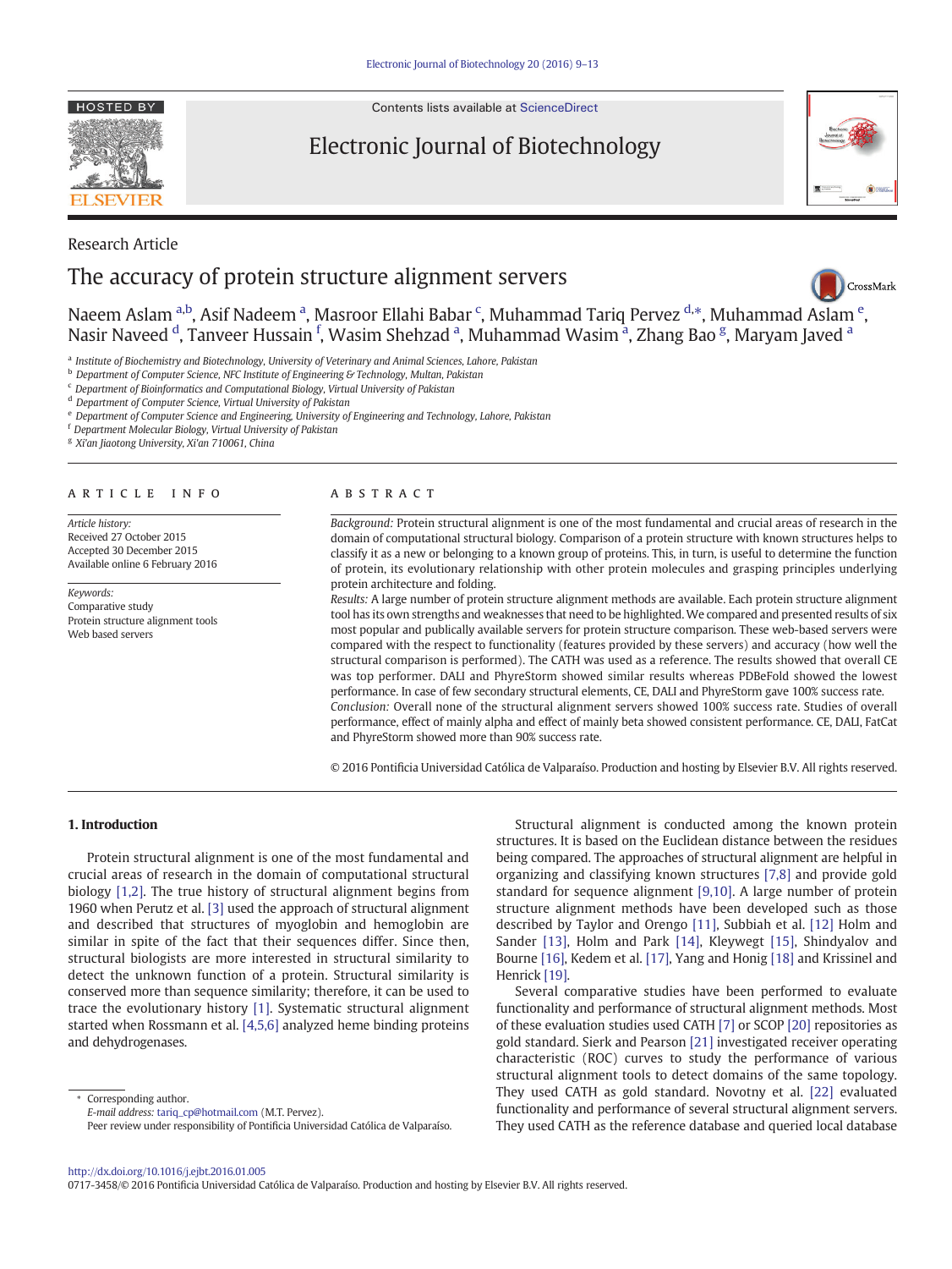Research Article

# The accuracy of protein structure alignment servers

Naeem Aslam [a,b], Asif Nadeem [a], Masroor Ellahi Babar [c], Muhammad Tariq Pervez [d,*], Muhammad Aslam [e], Nasir Naveed [d], Tanveer Hussain [f], Wasim Shehzad [a], Muhammad Wasim [a], Zhang Bao [g], Maryam Javed [a]

[a] Institute of Biochemistry and Biotechnology, University of Veterinary and Animal Sciences, Lahore, Pakistan
[b] Department of Computer Science, NFC Institute of Engineering & Technology, Multan, Pakistan
[c] Department of Bioinformatics and Computational Biology, Virtual University of Pakistan
[d] Department of Computer Science, Virtual University of Pakistan
[e] Department of Computer Science and Engineering, University of Engineering and Technology, Lahore, Pakistan
[f] Department Molecular Biology, Virtual University of Pakistan
[g] Xi'an Jiaotong University, Xi'an 710061, China

## ARTICLE INFO

*Article history:*
Received 27 October 2015
Accepted 30 December 2015
Available online 6 February 2016

*Keywords:*
Comparative study
Protein structure alignment tools
Web based servers

## ABSTRACT

*Background:* Protein structural alignment is one of the most fundamental and crucial areas of research in the domain of computational structural biology. Comparison of a protein structure with known structures helps to classify it as a new or belonging to a known group of proteins. This, in turn, is useful to determine the function of protein, its evolutionary relationship with other protein molecules and grasping principles underlying protein architecture and folding.
*Results:* A large number of protein structure alignment methods are available. Each protein structure alignment tool has its own strengths and weaknesses that need to be highlighted. We compared and presented results of six most popular and publically available servers for protein structure comparison. These web-based servers were compared with the respect to functionality (features provided by these servers) and accuracy (how well the structural comparison is performed). The CATH was used as a reference. The results showed that overall CE was top performer. DALI and PhyreStorm showed similar results whereas PDBeFold showed the lowest performance. In case of few secondary structural elements, CE, DALI and PhyreStorm gave 100% success rate.
*Conclusion:* Overall none of the structural alignment servers showed 100% success rate. Studies of overall performance, effect of mainly alpha and effect of mainly beta showed consistent performance. CE, DALI, FatCat and PhyreStorm showed more than 90% success rate.

© 2016 Pontificia Universidad Católica de Valparaíso. Production and hosting by Elsevier B.V. All rights reserved.

## 1. Introduction

Protein structural alignment is one of the most fundamental and crucial areas of research in the domain of computational structural biology [1,2]. The true history of structural alignment begins from 1960 when Perutz et al. [3] used the approach of structural alignment and described that structures of myoglobin and hemoglobin are similar in spite of the fact that their sequences differ. Since then, structural biologists are more interested in structural similarity to detect the unknown function of a protein. Structural similarity is conserved more than sequence similarity; therefore, it can be used to trace the evolutionary history [1]. Systematic structural alignment started when Rossmann et al. [4,5,6] analyzed heme binding proteins and dehydrogenases.

Structural alignment is conducted among the known protein structures. It is based on the Euclidean distance between the residues being compared. The approaches of structural alignment are helpful in organizing and classifying known structures [7,8] and provide gold standard for sequence alignment [9,10]. A large number of protein structure alignment methods have been developed such as those described by Taylor and Orengo [11], Subbiah et al. [12] Holm and Sander [13], Holm and Park [14], Kleywegt [15], Shindyalov and Bourne [16], Kedem et al. [17], Yang and Honig [18] and Krissinel and Henrick [19].

Several comparative studies have been performed to evaluate functionality and performance of structural alignment methods. Most of these evaluation studies used CATH [7] or SCOP [20] repositories as gold standard. Sierk and Pearson [21] investigated receiver operating characteristic (ROC) curves to study the performance of various structural alignment tools to detect domains of the same topology. They used CATH as gold standard. Novotny et al. [22] evaluated functionality and performance of several structural alignment servers. They used CATH as the reference database and queried local database

* Corresponding author.
E-mail address: tariq_cp@hotmail.com (M.T. Pervez).
Peer review under responsibility of Pontificia Universidad Católica de Valparaíso.

http://dx.doi.org/10.1016/j.ejbt.2016.01.005
0717-3458/© 2016 Pontificia Universidad Católica de Valparaíso. Production and hosting by Elsevier B.V. All rights reserved.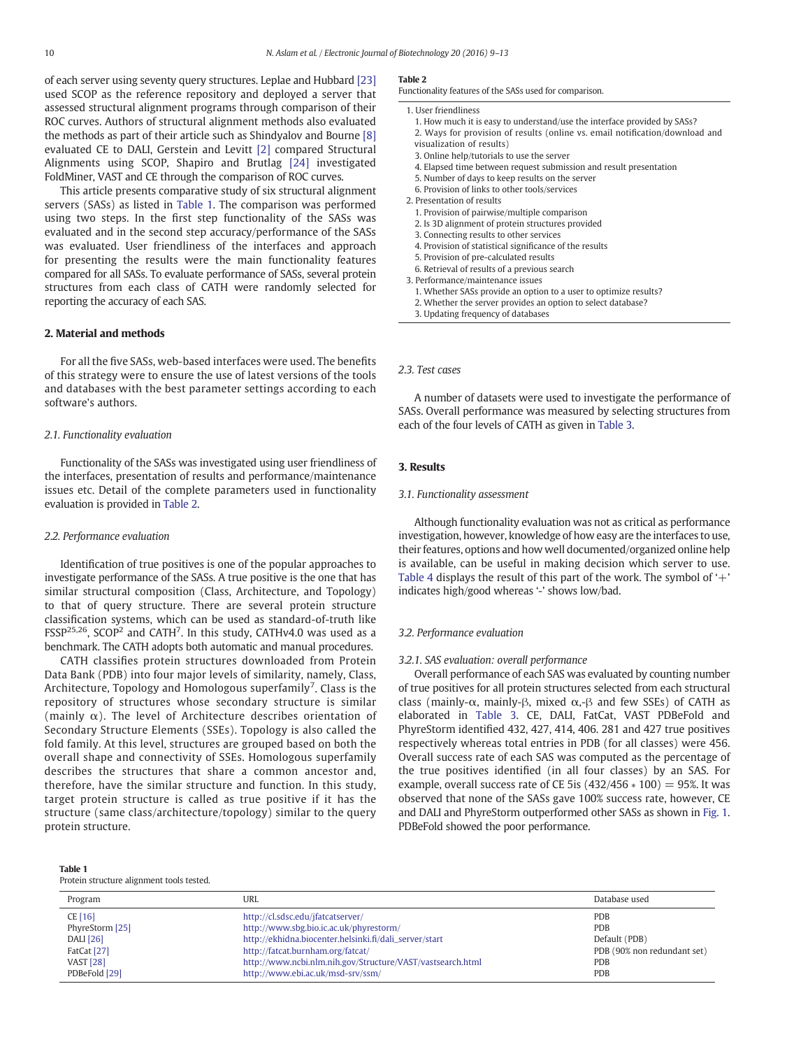of each server using seventy query structures. Leplae and Hubbard [23] used SCOP as the reference repository and deployed a server that assessed structural alignment programs through comparison of their ROC curves. Authors of structural alignment methods also evaluated the methods as part of their article such as Shindyalov and Bourne [8] evaluated CE to DALI, Gerstein and Levitt [2] compared Structural Alignments using SCOP, Shapiro and Brutlag [24] investigated FoldMiner, VAST and CE through the comparison of ROC curves.

This article presents comparative study of six structural alignment servers (SASs) as listed in Table 1. The comparison was performed using two steps. In the first step functionality of the SASs was evaluated and in the second step accuracy/performance of the SASs was evaluated. User friendliness of the interfaces and approach for presenting the results were the main functionality features compared for all SASs. To evaluate performance of SASs, several protein structures from each class of CATH were randomly selected for reporting the accuracy of each SAS.

## 2. Material and methods

For all the five SASs, web-based interfaces were used. The benefits of this strategy were to ensure the use of latest versions of the tools and databases with the best parameter settings according to each software's authors.

### 2.1. Functionality evaluation

Functionality of the SASs was investigated using user friendliness of the interfaces, presentation of results and performance/maintenance issues etc. Detail of the complete parameters used in functionality evaluation is provided in Table 2.

### 2.2. Performance evaluation

Identification of true positives is one of the popular approaches to investigate performance of the SASs. A true positive is the one that has similar structural composition (Class, Architecture, and Topology) to that of query structure. There are several protein structure classification systems, which can be used as standard-of-truth like FSSP[25,26], SCOP[2] and CATH[7]. In this study, CATHv4.0 was used as a benchmark. The CATH adopts both automatic and manual procedures.

CATH classifies protein structures downloaded from Protein Data Bank (PDB) into four major levels of similarity, namely, Class, Architecture, Topology and Homologous superfamily[7]. Class is the repository of structures whose secondary structure is similar (mainly $\alpha$). The level of Architecture describes orientation of Secondary Structure Elements (SSEs). Topology is also called the fold family. At this level, structures are grouped based on both the overall shape and connectivity of SSEs. Homologous superfamily describes the structures that share a common ancestor and, therefore, have the similar structure and function. In this study, target protein structure is called as true positive if it has the structure (same class/architecture/topology) similar to the query protein structure.

**Table 2**
Functionality features of the SASs used for comparison.

1. User friendliness
   1. How much it is easy to understand/use the interface provided by SASs?
   2. Ways for provision of results (online vs. email notification/download and visualization of results)
   3. Online help/tutorials to use the server
   4. Elapsed time between request submission and result presentation
   5. Number of days to keep results on the server
   6. Provision of links to other tools/services
2. Presentation of results
   1. Provision of pairwise/multiple comparison
   2. Is 3D alignment of protein structures provided
   3. Connecting results to other services
   4. Provision of statistical significance of the results
   5. Provision of pre-calculated results
   6. Retrieval of results of a previous search
3. Performance/maintenance issues
   1. Whether SASs provide an option to a user to optimize results?
   2. Whether the server provides an option to select database?
   3. Updating frequency of databases

### 2.3. Test cases

A number of datasets were used to investigate the performance of SASs. Overall performance was measured by selecting structures from each of the four levels of CATH as given in Table 3.

## 3. Results

### 3.1. Functionality assessment

Although functionality evaluation was not as critical as performance investigation, however, knowledge of how easy are the interfaces to use, their features, options and how well documented/organized online help is available, can be useful in making decision which server to use. Table 4 displays the result of this part of the work. The symbol of '+' indicates high/good whereas '-' shows low/bad.

### 3.2. Performance evaluation

#### 3.2.1. SAS evaluation: overall performance

Overall performance of each SAS was evaluated by counting number of true positives for all protein structures selected from each structural class (mainly-$\alpha$, mainly-$\beta$, mixed $\alpha$,-$\beta$ and few SSEs) of CATH as elaborated in Table 3. CE, DALI, FatCat, VAST PDBeFold and PhyreStorm identified 432, 427, 414, 406. 281 and 427 true positives respectively whereas total entries in PDB (for all classes) were 456. Overall success rate of each SAS was computed as the percentage of the true positives identified (in all four classes) by an SAS. For example, overall success rate of CE 5is $(432/456 * 100) = 95\%$. It was observed that none of the SASs gave 100% success rate, however, CE and DALI and PhyreStorm outperformed other SASs as shown in Fig. 1. PDBeFold showed the poor performance.

**Table 1**
Protein structure alignment tools tested.

| Program | URL | Database used |
|---|---|---|
| CE [16] | http://cl.sdsc.edu/jfatcatserver/ | PDB |
| PhyreStorm [25] | http://www.sbg.bio.ic.ac.uk/phyrestorm/ | PDB |
| DALI [26] | http://ekhidna.biocenter.helsinki.fi/dali_server/start | Default (PDB) |
| FatCat [27] | http://fatcat.burnham.org/fatcat/ | PDB (90% non redundant set) |
| VAST [28] | http://www.ncbi.nlm.nih.gov/Structure/VAST/vastsearch.html | PDB |
| PDBeFold [29] | http://www.ebi.ac.uk/msd-srv/ssm/ | PDB |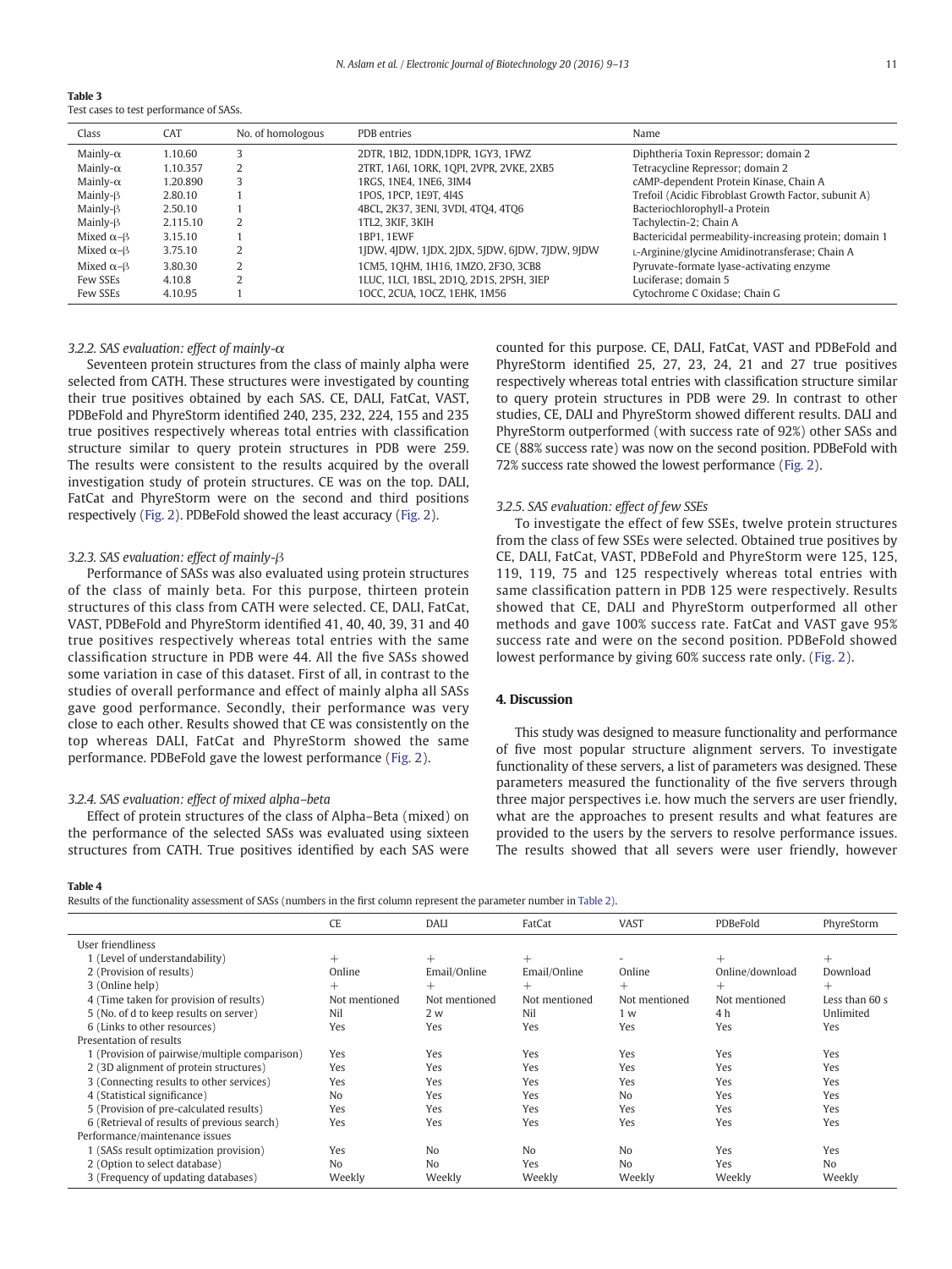**Table 3**
Test cases to test performance of SASs.

| Class | CAT | No. of homologous | PDB entries | Name |
|---|---|---|---|---|
| Mainly-α | 1.10.60 | 3 | 2DTR, 1BI2, 1DDN,1DPR, 1GY3, 1FWZ | Diphtheria Toxin Repressor; domain 2 |
| Mainly-α | 1.10.357 | 2 | 2TRT, 1A6I, 1ORK, 1QPI, 2VPR, 2VKE, 2XB5 | Tetracycline Repressor; domain 2 |
| Mainly-α | 1.20.890 | 3 | 1RGS, 1NE4, 1NE6, 3IM4 | cAMP-dependent Protein Kinase, Chain A |
| Mainly-β | 2.80.10 | 1 | 1POS, 1PCP, 1E9T, 4I4S | Trefoil (Acidic Fibroblast Growth Factor, subunit A) |
| Mainly-β | 2.50.10 | 1 | 4BCL, 2K37, 3ENI, 3VDI, 4TQ4, 4TQ6 | Bacteriochlorophyll-a Protein |
| Mainly-β | 2.115.10 | 2 | 1TL2, 3KIF, 3KIH | Tachylectin-2; Chain A |
| Mixed α–β | 3.15.10 | 1 | 1BP1, 1EWF | Bactericidal permeability-increasing protein; domain 1 |
| Mixed α–β | 3.75.10 | 2 | 1JDW, 4JDW, 1JDX, 2JDX, 5JDW, 6JDW, 7JDW, 9JDW | L-Arginine/glycine Amidinotransferase; Chain A |
| Mixed α–β | 3.80.30 | 2 | 1CM5, 1QHM, 1H16, 1MZO, 2F3O, 3CB8 | Pyruvate-formate lyase-activating enzyme |
| Few SSEs | 4.10.8 | 2 | 1LUC, 1LCI, 1BSL, 2D1Q, 2D1S, 2PSH, 3IEP | Luciferase; domain 5 |
| Few SSEs | 4.10.95 | 1 | 1OCC, 2CUA, 1OCZ, 1EHK, 1M56 | Cytochrome C Oxidase; Chain G |

### 3.2.2. SAS evaluation: effect of mainly-α

Seventeen protein structures from the class of mainly alpha were selected from CATH. These structures were investigated by counting their true positives obtained by each SAS. CE, DALI, FatCat, VAST, PDBeFold and PhyreStorm identified 240, 235, 232, 224, 155 and 235 true positives respectively whereas total entries with classification structure similar to query protein structures in PDB were 259. The results were consistent to the results acquired by the overall investigation study of protein structures. CE was on the top. DALI, FatCat and PhyreStorm were on the second and third positions respectively (Fig. 2). PDBeFold showed the least accuracy (Fig. 2).

### 3.2.3. SAS evaluation: effect of mainly-β

Performance of SASs was also evaluated using protein structures of the class of mainly beta. For this purpose, thirteen protein structures of this class from CATH were selected. CE, DALI, FatCat, VAST, PDBeFold and PhyreStorm identified 41, 40, 40, 39, 31 and 40 true positives respectively whereas total entries with the same classification structure in PDB were 44. All the five SASs showed some variation in case of this dataset. First of all, in contrast to the studies of overall performance and effect of mainly alpha all SASs gave good performance. Secondly, their performance was very close to each other. Results showed that CE was consistently on the top whereas DALI, FatCat and PhyreStorm showed the same performance. PDBeFold gave the lowest performance (Fig. 2).

### 3.2.4. SAS evaluation: effect of mixed alpha–beta

Effect of protein structures of the class of Alpha–Beta (mixed) on the performance of the selected SASs was evaluated using sixteen structures from CATH. True positives identified by each SAS were counted for this purpose. CE, DALI, FatCat, VAST and PDBeFold and PhyreStorm identified 25, 27, 23, 24, 21 and 27 true positives respectively whereas total entries with classification structure similar to query protein structures in PDB were 29. In contrast to other studies, CE, DALI and PhyreStorm showed different results. DALI and PhyreStorm outperformed (with success rate of 92%) other SASs and CE (88% success rate) was now on the second position. PDBeFold with 72% success rate showed the lowest performance (Fig. 2).

### 3.2.5. SAS evaluation: effect of few SSEs

To investigate the effect of few SSEs, twelve protein structures from the class of few SSEs were selected. Obtained true positives by CE, DALI, FatCat, VAST, PDBeFold and PhyreStorm were 125, 125, 119, 119, 75 and 125 respectively whereas total entries with same classification pattern in PDB 125 were respectively. Results showed that CE, DALI and PhyreStorm outperformed all other methods and gave 100% success rate. FatCat and VAST gave 95% success rate and were on the second position. PDBeFold showed lowest performance by giving 60% success rate only. (Fig. 2).

## 4. Discussion

This study was designed to measure functionality and performance of five most popular structure alignment servers. To investigate functionality of these servers, a list of parameters was designed. These parameters measured the functionality of the five servers through three major perspectives i.e. how much the servers are user friendly, what are the approaches to present results and what features are provided to the users by the servers to resolve performance issues. The results showed that all severs were user friendly, however

**Table 4**
Results of the functionality assessment of SASs (numbers in the first column represent the parameter number in Table 2).

| | CE | DALI | FatCat | VAST | PDBeFold | PhyreStorm |
|---|---|---|---|---|---|---|
| User friendliness | | | | | | |
| 1 (Level of understandability) | + | + | + | - | + | + |
| 2 (Provision of results) | Online | Email/Online | Email/Online | Online | Online/download | Download |
| 3 (Online help) | + | + | + | + | + | + |
| 4 (Time taken for provision of results) | Not mentioned | Not mentioned | Not mentioned | Not mentioned | Not mentioned | Less than 60 s |
| 5 (No. of d to keep results on server) | Nil | 2 w | Nil | 1 w | 4 h | Unlimited |
| 6 (Links to other resources) | Yes | Yes | Yes | Yes | Yes | Yes |
| Presentation of results | | | | | | |
| 1 (Provision of pairwise/multiple comparison) | Yes | Yes | Yes | Yes | Yes | Yes |
| 2 (3D alignment of protein structures) | Yes | Yes | Yes | Yes | Yes | Yes |
| 3 (Connecting results to other services) | Yes | Yes | Yes | Yes | Yes | Yes |
| 4 (Statistical significance) | No | Yes | Yes | No | Yes | Yes |
| 5 (Provision of pre-calculated results) | Yes | Yes | Yes | Yes | Yes | Yes |
| 6 (Retrieval of results of previous search) | Yes | Yes | Yes | Yes | Yes | Yes |
| Performance/maintenance issues | | | | | | |
| 1 (SASs result optimization provision) | Yes | No | No | No | Yes | Yes |
| 2 (Option to select database) | No | No | Yes | No | Yes | No |
| 3 (Frequency of updating databases) | Weekly | Weekly | Weekly | Weekly | Weekly | Weekly |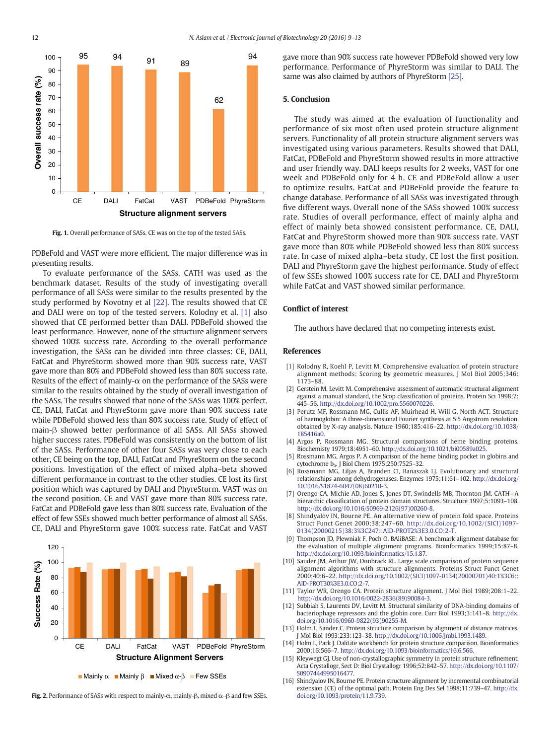Fig. 1. Overall performance of SASs. CE was on the top of the tested SASs.

PDBeFold and VAST were more efficient. The major difference was in presenting results.

To evaluate performance of the SASs, CATH was used as the benchmark dataset. Results of the study of investigating overall performance of all SASs were similar to the results presented by the study performed by Novotny et al [22]. The results showed that CE and DALI were on top of the tested servers. Kolodny et al. [1] also showed that CE performed better than DALI. PDBeFold showed the least performance. However, none of the structure alignment servers showed 100% success rate. According to the overall performance investigation, the SASs can be divided into three classes: CE, DALI, FatCat and PhyreStorm showed more than 90% success rate, VAST gave more than 80% and PDBeFold showed less than 80% success rate. Results of the effect of mainly-α on the performance of the SASs were similar to the results obtained by the study of overall investigation of the SASs. The results showed that none of the SASs was 100% perfect. CE, DALI, FatCat and PhyreStorm gave more than 90% success rate while PDBeFold showed less than 80% success rate. Study of effect of main-β showed better performance of all SASs. All SASs showed higher success rates. PDBeFold was consistently on the bottom of list of the SASs. Performance of other four SASs was very close to each other, CE being on the top, DALI, FatCat and PhyreStorm on the second positions. Investigation of the effect of mixed alpha–beta showed different performance in contrast to the other studies. CE lost its first position which was captured by DALI and PhyreStorm. VAST was on the second position. CE and VAST gave more than 80% success rate. FatCat and PDBeFold gave less than 80% success rate. Evaluation of the effect of few SSEs showed much better performance of almost all SASs. CE, DALI and PhyreStorm gave 100% success rate. FatCat and VAST gave more than 90% success rate however PDBeFold showed very low performance. Performance of PhyreStorm was similar to DALI. The same was also claimed by authors of PhyreStorm [25].

Fig. 2. Performance of SASs with respect to mainly-α, mainly-β, mixed α–β and few SSEs.

## 5. Conclusion

The study was aimed at the evaluation of functionality and performance of six most often used protein structure alignment servers. Functionality of all protein structure alignment servers was investigated using various parameters. Results showed that DALI, FatCat, PDBeFold and PhyreStorm showed results in more attractive and user friendly way. DALI keeps results for 2 weeks, VAST for one week and PDBeFold only for 4 h. CE and PDBeFold allow a user to optimize results. FatCat and PDBeFold provide the feature to change database. Performance of all SASs was investigated through five different ways. Overall none of the SASs showed 100% success rate. Studies of overall performance, effect of mainly alpha and effect of mainly beta showed consistent performance. CE, DALI, FatCat and PhyreStorm showed more than 90% success rate. VAST gave more than 80% while PDBeFold showed less than 80% success rate. In case of mixed alpha–beta study, CE lost the first position. DALI and PhyreStorm gave the highest performance. Study of effect of few SSEs showed 100% success rate for CE, DALI and PhyreStorm while FatCat and VAST showed similar performance.

## Conflict of interest

The authors have declared that no competing interests exist.

## References

[1] Kolodny R, Koehl P, Levitt M. Comprehensive evaluation of protein structure alignment methods: Scoring by geometric measures. J Mol Biol 2005;346: 1173–88.

[2] Gerstein M, Levitt M. Comprehensive assessment of automatic structural alignment against a manual standard, the Scop classification of proteins. Protein Sci 1998;7: 445–56. http://dx.doi.org/10.1002/pro.5560070226.

[3] Perutz MF, Rossmann MG, Cullis AF, Muirhead H, Will G, North ACT. Structure of haemoglobin: A three-dimensional Fourier synthesis at 5.5 Angstrom resolution, obtained by X-ray analysis. Nature 1960;185:416–22. http://dx.doi.org/10.1038/185416a0.

[4] Argos P, Rossmann MG. Structural comparisons of heme binding proteins. Biochemistry 1979;18:4951–60. http://dx.doi.org/10.1021/bi00589a025.

[5] Rossmann MG, Argos P. A comparison of the heme binding pocket in globins and cytochrome $b_5$. J Biol Chem 1975;250:7525–32.

[6] Rossmann MG, Liljas A, Branden CI, Banaszak LJ. Evolutionary and structural relationships among dehydrogenases. Enzymes 1975;11:61–102. http://dx.doi.org/10.1016/S1874-6047(08)60210-3.

[7] Orengo CA, Michie AD, Jones S, Jones DT, Swindells MB, Thornton JM. CATH—A hierarchic classification of protein domain structures. Structure 1997;5:1093–108. http://dx.doi.org/10.1016/S0969-2126(97)00260-8.

[8] Shindyalov IN, Bourne PE. An alternative view of protein fold space. Proteins Struct Funct Genet 2000;38:247–60. http://dx.doi.org/10.1002/(SICI)1097-0134(20000215)38:3%3C247::AID-PROT2%3E3.0.CO;2-T.

[9] Thompson JD, Plewniak F, Poch O. BAliBASE: A benchmark alignment database for the evaluation of multiple alignment programs. Bioinformatics 1999;15:87–8. http://dx.doi.org/10.1093/bioinformatics/15.1.87.

[10] Sauder JM, Arthur JW, Dunbrack RL. Large scale comparison of protein sequence alignment algorithms with structure alignments. Proteins Struct Funct Genet 2000;40:6–22. http://dx.doi.org/10.1002/(SICI)1097-0134(20000701)40:1%3C6::AID-PROT30%3E3.0.CO;2-7.

[11] Taylor WR, Orengo CA. Protein structure alignment. J Mol Biol 1989;208:1–22. http://dx.doi.org/10.1016/0022-2836(89)90084-3.

[12] Subbiah S, Laurents DV, Levitt M. Structural similarity of DNA-binding domains of bacteriophage repressors and the globin core. Curr Biol 1993;3:141–8. http://dx.doi.org/10.1016/0960-9822(93)90255-M.

[13] Holm L, Sander C. Protein structure comparison by alignment of distance matrices. J Mol Biol 1993;233:123–38. http://dx.doi.org/10.1006/jmbi.1993.1489.

[14] Holm L, Park J. DaliLite workbench for protein structure comparison. Bioinformatics 2000;16:566–7. http://dx.doi.org/10.1093/bioinformatics/16.6.566.

[15] Kleywegt GJ. Use of non-crystallographic symmetry in protein structure refinement. Acta Crystallogr, Sect D: Biol Crystallogr 1996;52:842–57. http://dx.doi.org/10.1107/S0907444995016477.

[16] Shindyalov IN, Bourne PE. Protein structure alignment by incremental combinatorial extension (CE) of the optimal path. Protein Eng Des Sel 1998;11:739–47. http://dx.doi.org/10.1093/protein/11.9.739.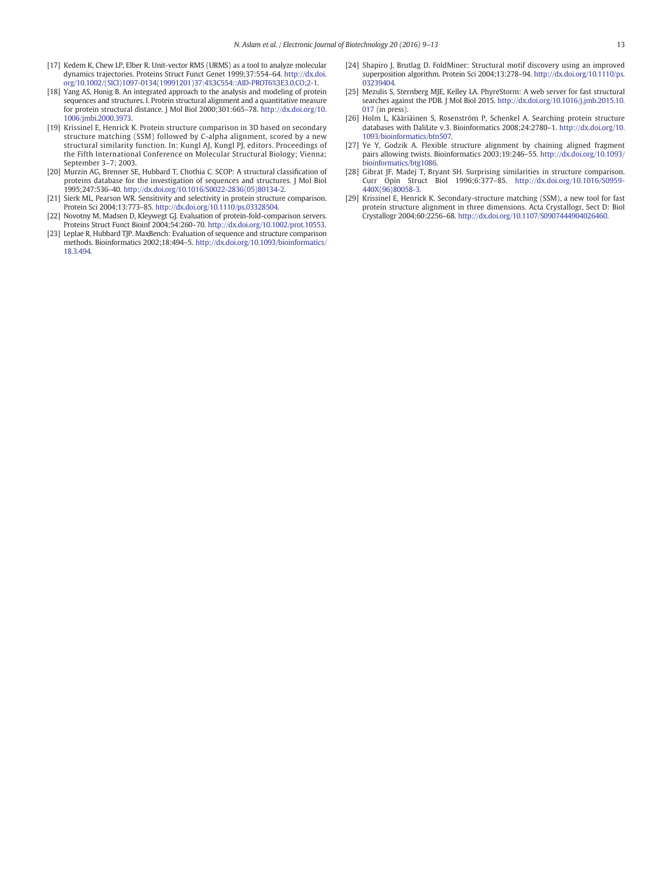[17] Kedem K, Chew LP, Elber R. Unit-vector RMS (URMS) as a tool to analyze molecular dynamics trajectories. Proteins Struct Funct Genet 1999;37:554–64. http://dx.doi.org/10.1002/(SICI)1097-0134(19991201)37:4%3C554::AID-PROT6%3E3.0.CO;2-1.

[18] Yang AS, Honig B. An integrated approach to the analysis and modeling of protein sequences and structures. I. Protein structural alignment and a quantitative measure for protein structural distance. J Mol Biol 2000;301:665–78. http://dx.doi.org/10.1006/jmbi.2000.3973.

[19] Krissinel E, Henrick K. Protein structure comparison in 3D based on secondary structure matching (SSM) followed by C-alpha alignment, scored by a new structural similarity function. In: Kungl AJ, Kungl PJ, editors. Proceedings of the Fifth International Conference on Molecular Structural Biology; Vienna; September 3–7; 2003.

[20] Murzin AG, Brenner SE, Hubbard T, Chothia C. SCOP: A structural classification of proteins database for the investigation of sequences and structures. J Mol Biol 1995;247:536–40. http://dx.doi.org/10.1016/S0022-2836(05)80134-2.

[21] Sierk ML, Pearson WR. Sensitivity and selectivity in protein structure comparison. Protein Sci 2004;13:773–85. http://dx.doi.org/10.1110/ps.03328504.

[22] Novotny M, Madsen D, Kleywegt GJ. Evaluation of protein-fold-comparison servers. Proteins Struct Funct Bioinf 2004;54:260–70. http://dx.doi.org/10.1002/prot.10553.

[23] Leplae R, Hubbard TJP. MaxBench: Evaluation of sequence and structure comparison methods. Bioinformatics 2002;18:494–5. http://dx.doi.org/10.1093/bioinformatics/18.3.494.

[24] Shapiro J, Brutlag D. FoldMiner: Structural motif discovery using an improved superposition algorithm. Protein Sci 2004;13:278–94. http://dx.doi.org/10.1110/ps.03239404.

[25] Mezulis S, Sternberg MJE, Kelley LA. PhyreStorm: A web server for fast structural searches against the PDB. J Mol Biol 2015. http://dx.doi.org/10.1016/j.jmb.2015.10.017 (in press).

[26] Holm L, Kääriäinen S, Rosenström P, Schenkel A. Searching protein structure databases with DaliLite v.3. Bioinformatics 2008;24:2780–1. http://dx.doi.org/10.1093/bioinformatics/btn507.

[27] Ye Y, Godzik A. Flexible structure alignment by chaining aligned fragment pairs allowing twists. Bioinformatics 2003;19:246–55. http://dx.doi.org/10.1093/bioinformatics/btg1086.

[28] Gibrat JF, Madej T, Bryant SH. Surprising similarities in structure comparison. Curr Opin Struct Biol 1996;6:377–85. http://dx.doi.org/10.1016/S0959-440X(96)80058-3.

[29] Krissinel E, Henrick K. Secondary-structure matching (SSM), a new tool for fast protein structure alignment in three dimensions. Acta Crystallogr, Sect D: Biol Crystallogr 2004;60:2256–68. http://dx.doi.org/10.1107/S0907444904026460.